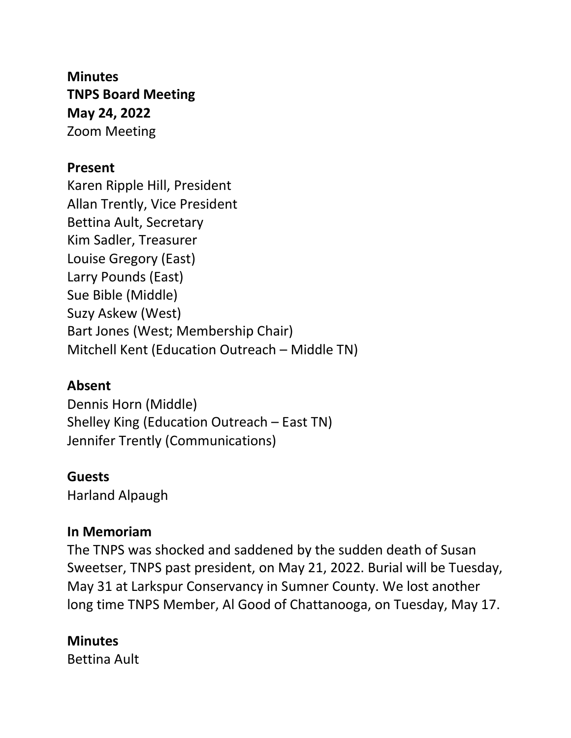**Minutes**
**TNPS Board Meeting**
**May 24, 2022**
Zoom Meeting

**Present**
Karen Ripple Hill, President
Allan Trently, Vice President
Bettina Ault, Secretary
Kim Sadler, Treasurer
Louise Gregory (East)
Larry Pounds (East)
Sue Bible (Middle)
Suzy Askew (West)
Bart Jones (West; Membership Chair)
Mitchell Kent (Education Outreach – Middle TN)

**Absent**
Dennis Horn (Middle)
Shelley King (Education Outreach – East TN)
Jennifer Trently (Communications)

**Guests**
Harland Alpaugh

**In Memoriam**
The TNPS was shocked and saddened by the sudden death of Susan Sweetser, TNPS past president, on May 21, 2022. Burial will be Tuesday, May 31 at Larkspur Conservancy in Sumner County. We lost another long time TNPS Member, Al Good of Chattanooga, on Tuesday, May 17.

**Minutes**
Bettina Ault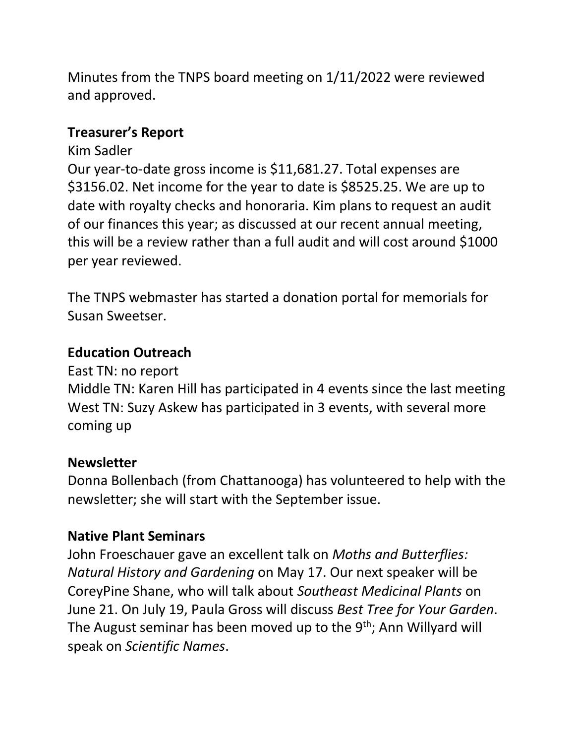Minutes from the TNPS board meeting on 1/11/2022 were reviewed and approved.

**Treasurer's Report**

Kim Sadler

Our year-to-date gross income is $11,681.27. Total expenses are $3156.02. Net income for the year to date is $8525.25. We are up to date with royalty checks and honoraria. Kim plans to request an audit of our finances this year; as discussed at our recent annual meeting, this will be a review rather than a full audit and will cost around $1000 per year reviewed.

The TNPS webmaster has started a donation portal for memorials for Susan Sweetser.

**Education Outreach**

East TN: no report

Middle TN: Karen Hill has participated in 4 events since the last meeting

West TN: Suzy Askew has participated in 3 events, with several more coming up

**Newsletter**

Donna Bollenbach (from Chattanooga) has volunteered to help with the newsletter; she will start with the September issue.

**Native Plant Seminars**

John Froeschauer gave an excellent talk on *Moths and Butterflies: Natural History and Gardening* on May 17. Our next speaker will be CoreyPine Shane, who will talk about *Southeast Medicinal Plants* on June 21. On July 19, Paula Gross will discuss *Best Tree for Your Garden*. The August seminar has been moved up to the 9th; Ann Willyard will speak on *Scientific Names*.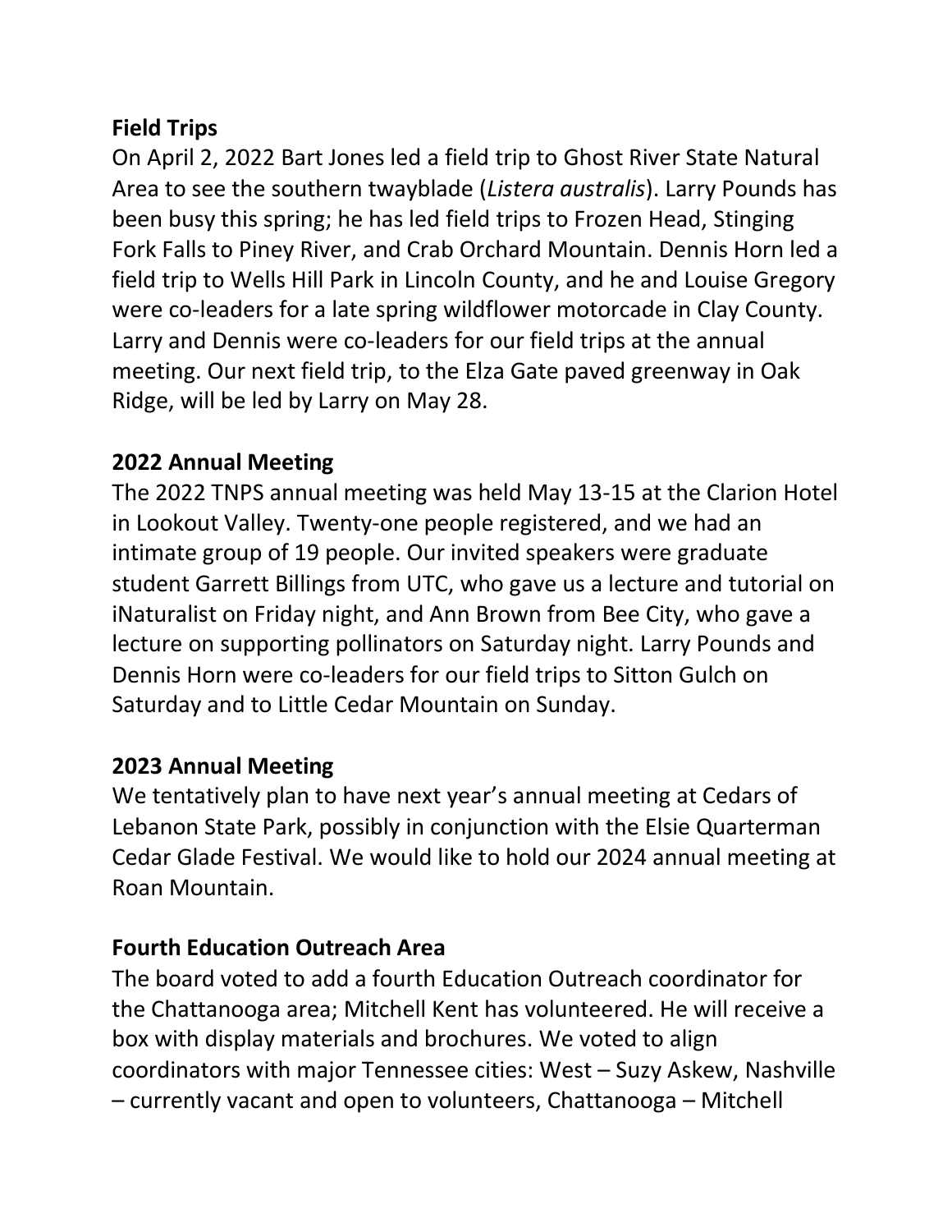## Field Trips

On April 2, 2022 Bart Jones led a field trip to Ghost River State Natural Area to see the southern twayblade (*Listera australis*). Larry Pounds has been busy this spring; he has led field trips to Frozen Head, Stinging Fork Falls to Piney River, and Crab Orchard Mountain. Dennis Horn led a field trip to Wells Hill Park in Lincoln County, and he and Louise Gregory were co-leaders for a late spring wildflower motorcade in Clay County. Larry and Dennis were co-leaders for our field trips at the annual meeting. Our next field trip, to the Elza Gate paved greenway in Oak Ridge, will be led by Larry on May 28.

## 2022 Annual Meeting

The 2022 TNPS annual meeting was held May 13-15 at the Clarion Hotel in Lookout Valley. Twenty-one people registered, and we had an intimate group of 19 people. Our invited speakers were graduate student Garrett Billings from UTC, who gave us a lecture and tutorial on iNaturalist on Friday night, and Ann Brown from Bee City, who gave a lecture on supporting pollinators on Saturday night. Larry Pounds and Dennis Horn were co-leaders for our field trips to Sitton Gulch on Saturday and to Little Cedar Mountain on Sunday.

## 2023 Annual Meeting

We tentatively plan to have next year's annual meeting at Cedars of Lebanon State Park, possibly in conjunction with the Elsie Quarterman Cedar Glade Festival. We would like to hold our 2024 annual meeting at Roan Mountain.

## Fourth Education Outreach Area

The board voted to add a fourth Education Outreach coordinator for the Chattanooga area; Mitchell Kent has volunteered. He will receive a box with display materials and brochures. We voted to align coordinators with major Tennessee cities: West – Suzy Askew, Nashville – currently vacant and open to volunteers, Chattanooga – Mitchell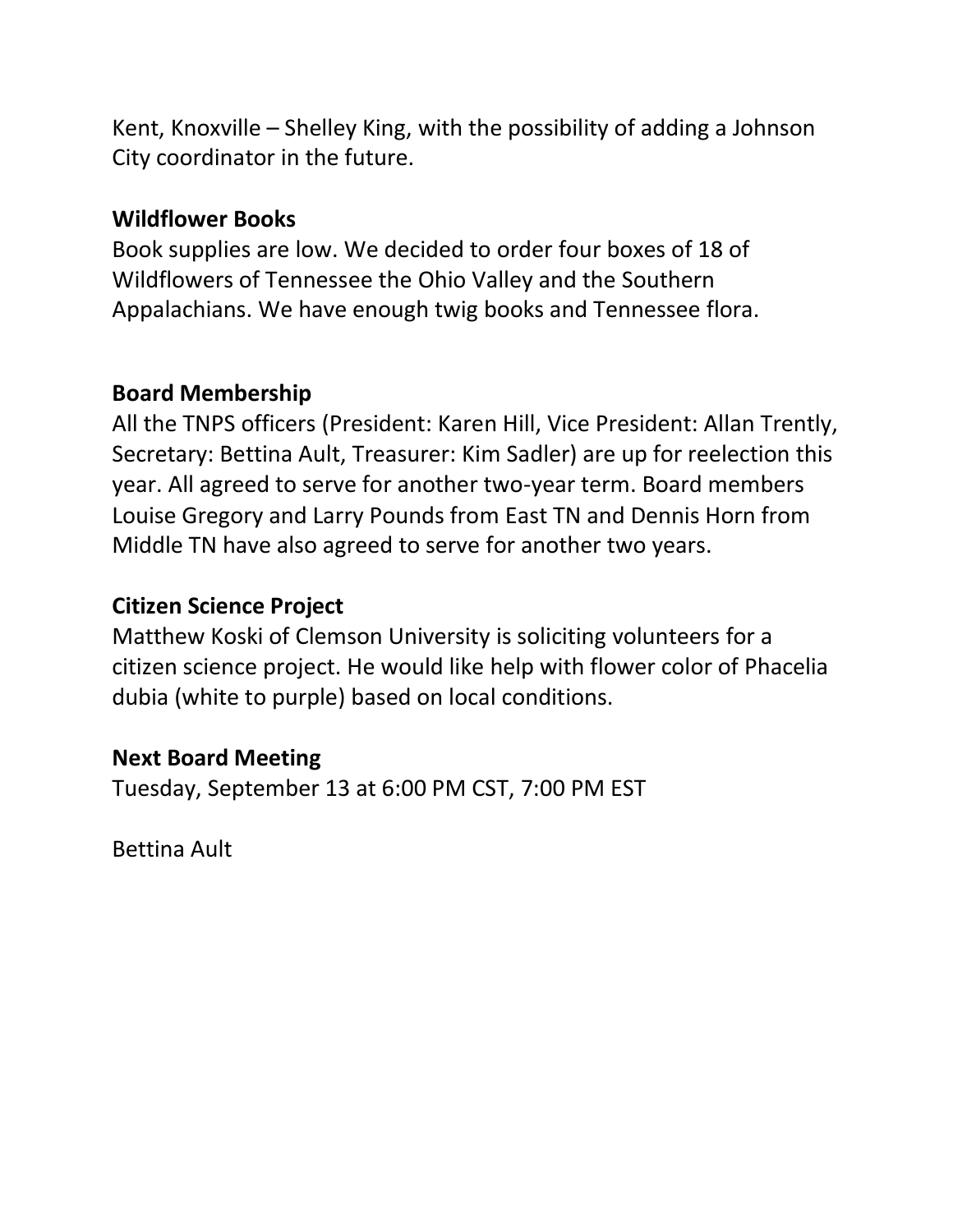Kent, Knoxville – Shelley King, with the possibility of adding a Johnson City coordinator in the future.

**Wildflower Books**

Book supplies are low. We decided to order four boxes of 18 of Wildflowers of Tennessee the Ohio Valley and the Southern Appalachians. We have enough twig books and Tennessee flora.

**Board Membership**

All the TNPS officers (President: Karen Hill, Vice President: Allan Trently, Secretary: Bettina Ault, Treasurer: Kim Sadler) are up for reelection this year. All agreed to serve for another two-year term. Board members Louise Gregory and Larry Pounds from East TN and Dennis Horn from Middle TN have also agreed to serve for another two years.

**Citizen Science Project**

Matthew Koski of Clemson University is soliciting volunteers for a citizen science project. He would like help with flower color of Phacelia dubia (white to purple) based on local conditions.

**Next Board Meeting**

Tuesday, September 13 at 6:00 PM CST, 7:00 PM EST

Bettina Ault